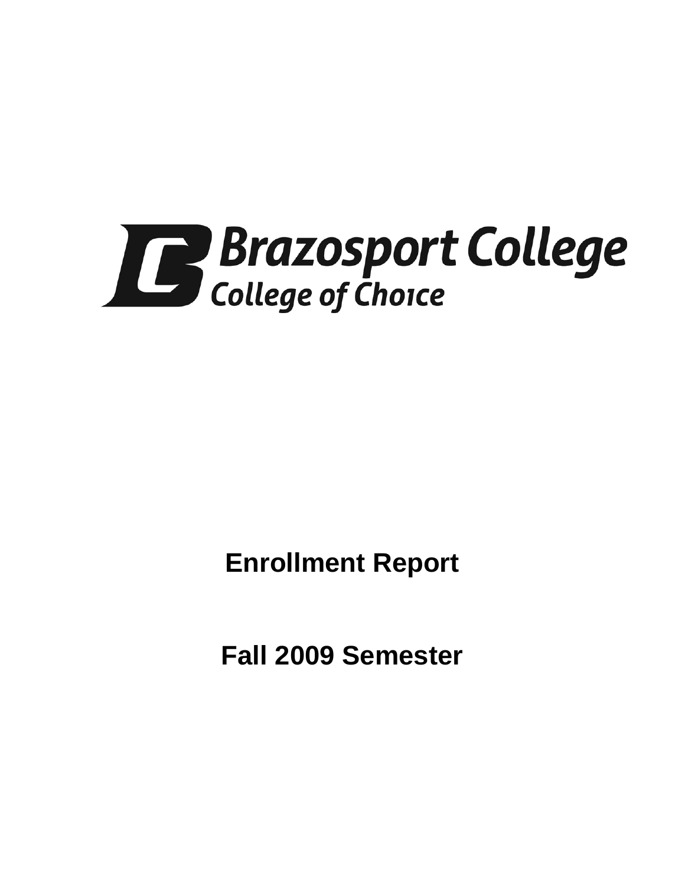Brazosport College

College of Choice

# Enrollment Report

# Fall 2009 Semester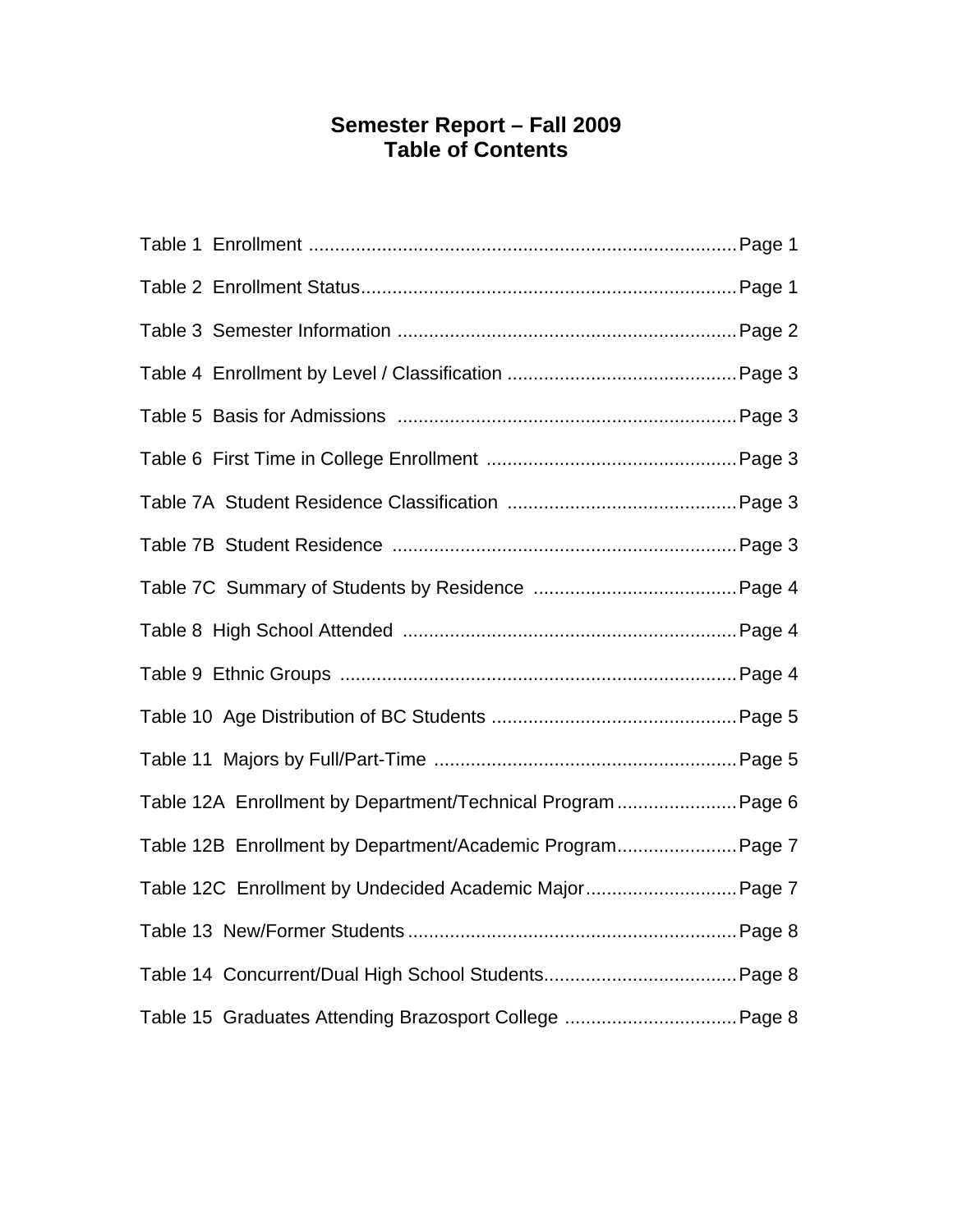# Semester Report – Fall 2009
# Table of Contents

| | |
|---|---|
| Table 1 Enrollment | Page 1 |
| Table 2 Enrollment Status | Page 1 |
| Table 3 Semester Information | Page 2 |
| Table 4 Enrollment by Level / Classification | Page 3 |
| Table 5 Basis for Admissions | Page 3 |
| Table 6 First Time in College Enrollment | Page 3 |
| Table 7A Student Residence Classification | Page 3 |
| Table 7B Student Residence | Page 3 |
| Table 7C Summary of Students by Residence | Page 4 |
| Table 8 High School Attended | Page 4 |
| Table 9 Ethnic Groups | Page 4 |
| Table 10 Age Distribution of BC Students | Page 5 |
| Table 11 Majors by Full/Part-Time | Page 5 |
| Table 12A Enrollment by Department/Technical Program | Page 6 |
| Table 12B Enrollment by Department/Academic Program | Page 7 |
| Table 12C Enrollment by Undecided Academic Major | Page 7 |
| Table 13 New/Former Students | Page 8 |
| Table 14 Concurrent/Dual High School Students | Page 8 |
| Table 15 Graduates Attending Brazosport College | Page 8 |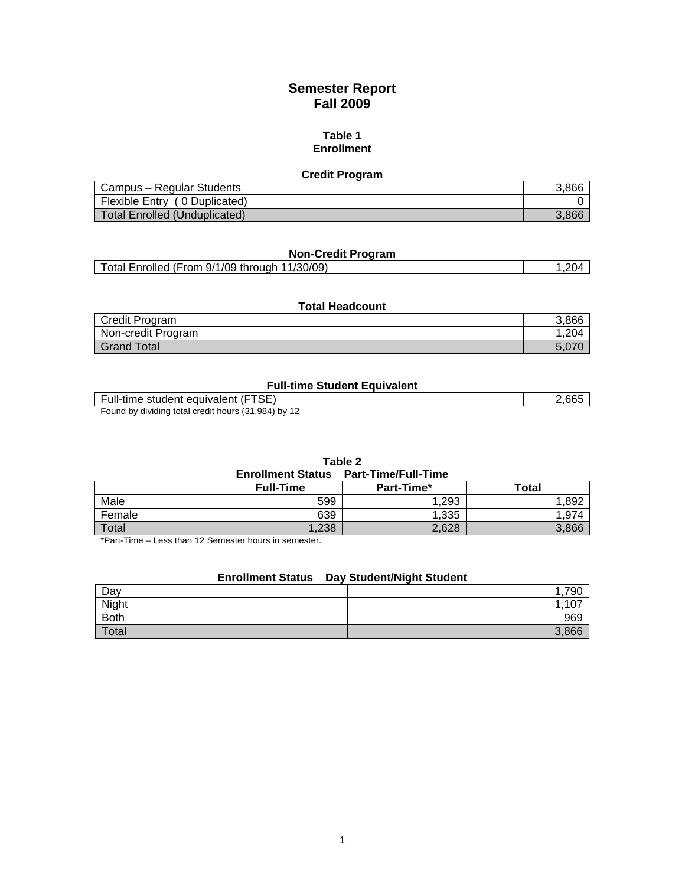# Semester Report
# Fall 2009

## Table 1
## Enrollment

### Credit Program

| | |
|---|---|
| Campus – Regular Students | 3,866 |
| Flexible Entry ( 0 Duplicated) | 0 |
| Total Enrolled (Unduplicated) | 3,866 |

### Non-Credit Program

| | |
|---|---|
| Total Enrolled (From 9/1/09 through 11/30/09) | 1,204 |

### Total Headcount

| | |
|---|---|
| Credit Program | 3,866 |
| Non-credit Program | 1,204 |
| Grand Total | 5,070 |

### Full-time Student Equivalent

| | |
|---|---|
| Full-time student equivalent (FTSE) | 2,665 |

Found by dividing total credit hours (31,984) by 12

## Table 2
### Enrollment Status Part-Time/Full-Time

| | Full-Time | Part-Time* | Total |
|---|---|---|---|
| Male | 599 | 1,293 | 1,892 |
| Female | 639 | 1,335 | 1,974 |
| Total | 1,238 | 2,628 | 3,866 |

*Part-Time – Less than 12 Semester hours in semester.

### Enrollment Status Day Student/Night Student

| | |
|---|---|
| Day | 1,790 |
| Night | 1,107 |
| Both | 969 |
| Total | 3,866 |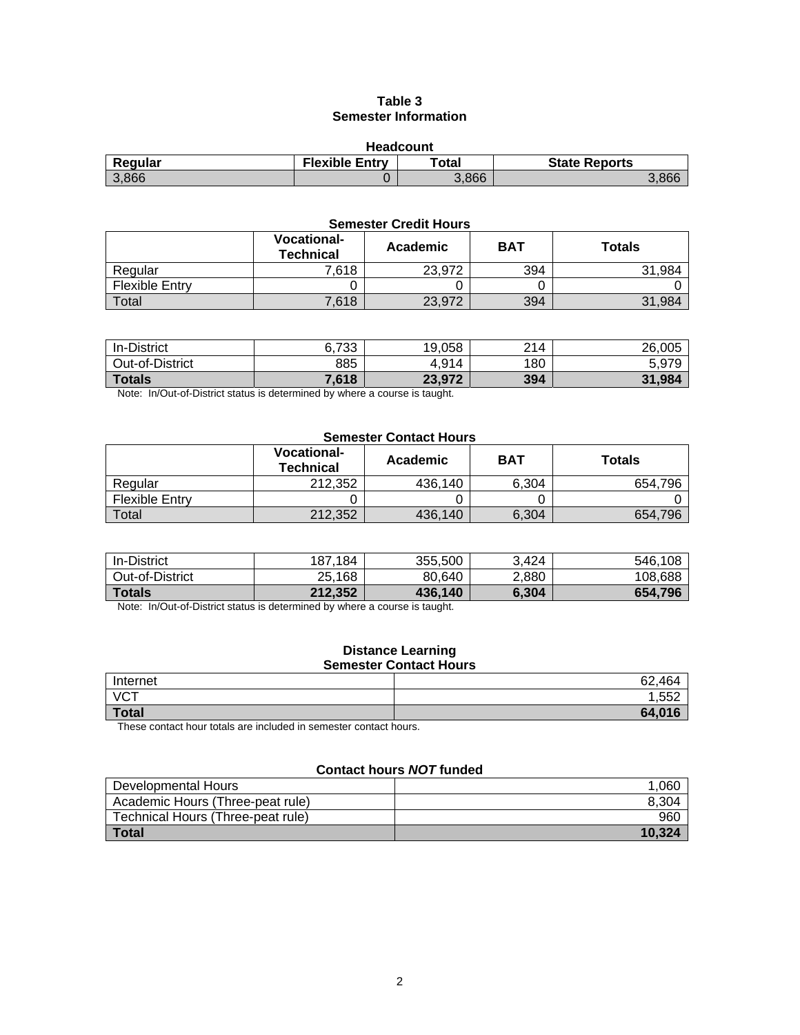# Table 3
## Semester Information

**Headcount**

| Regular | Flexible Entry | Total | State Reports |
|---|---|---|---|
| 3,866 | 0 | 3,866 | 3,866 |

**Semester Credit Hours**

| | Vocational-Technical | Academic | BAT | Totals |
|---|---|---|---|---|
| Regular | 7,618 | 23,972 | 394 | 31,984 |
| Flexible Entry | 0 | 0 | 0 | 0 |
| Total | 7,618 | 23,972 | 394 | 31,984 |

| | | | | |
|---|---|---|---|---|
| In-District | 6,733 | 19,058 | 214 | 26,005 |
| Out-of-District | 885 | 4,914 | 180 | 5,979 |
| **Totals** | **7,618** | **23,972** | **394** | **31,984** |

Note: In/Out-of-District status is determined by where a course is taught.

**Semester Contact Hours**

| | Vocational-Technical | Academic | BAT | Totals |
|---|---|---|---|---|
| Regular | 212,352 | 436,140 | 6,304 | 654,796 |
| Flexible Entry | 0 | 0 | 0 | 0 |
| Total | 212,352 | 436,140 | 6,304 | 654,796 |

| | | | | |
|---|---|---|---|---|
| In-District | 187,184 | 355,500 | 3,424 | 546,108 |
| Out-of-District | 25,168 | 80,640 | 2,880 | 108,688 |
| **Totals** | **212,352** | **436,140** | **6,304** | **654,796** |

Note: In/Out-of-District status is determined by where a course is taught.

**Distance Learning**
**Semester Contact Hours**

| | |
|---|---|
| Internet | 62,464 |
| VCT | 1,552 |
| **Total** | **64,016** |

These contact hour totals are included in semester contact hours.

**Contact hours *NOT* funded**

| | |
|---|---|
| Developmental Hours | 1,060 |
| Academic Hours (Three-peat rule) | 8,304 |
| Technical Hours (Three-peat rule) | 960 |
| **Total** | **10,324** |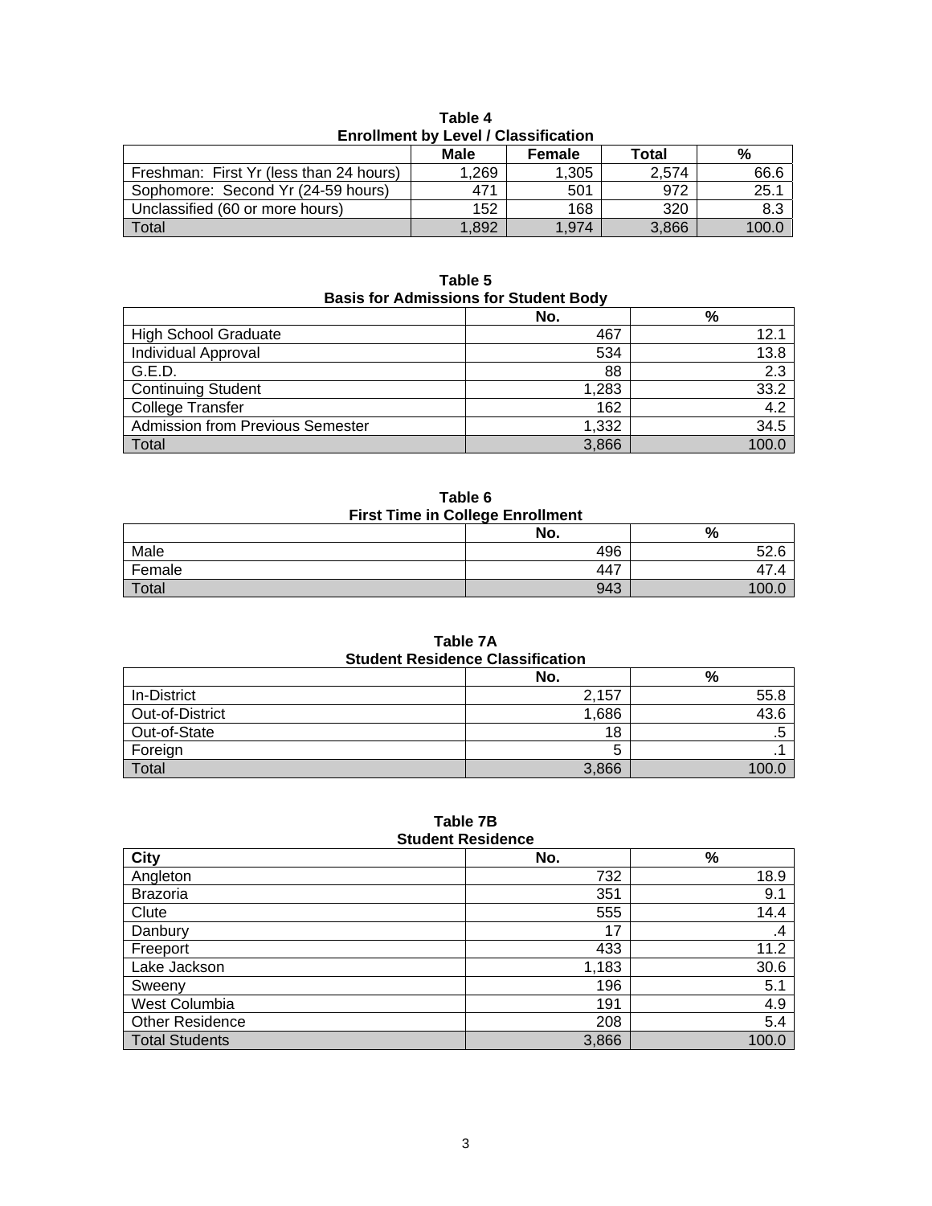**Table 4**
**Enrollment by Level / Classification**

| | Male | Female | Total | % |
|---|---|---|---|---|
| Freshman: First Yr (less than 24 hours) | 1,269 | 1,305 | 2,574 | 66.6 |
| Sophomore: Second Yr (24-59 hours) | 471 | 501 | 972 | 25.1 |
| Unclassified (60 or more hours) | 152 | 168 | 320 | 8.3 |
| Total | 1,892 | 1,974 | 3,866 | 100.0 |

**Table 5**
**Basis for Admissions for Student Body**

| | No. | % |
|---|---|---|
| High School Graduate | 467 | 12.1 |
| Individual Approval | 534 | 13.8 |
| G.E.D. | 88 | 2.3 |
| Continuing Student | 1,283 | 33.2 |
| College Transfer | 162 | 4.2 |
| Admission from Previous Semester | 1,332 | 34.5 |
| Total | 3,866 | 100.0 |

**Table 6**
**First Time in College Enrollment**

| | No. | % |
|---|---|---|
| Male | 496 | 52.6 |
| Female | 447 | 47.4 |
| Total | 943 | 100.0 |

**Table 7A**
**Student Residence Classification**

| | No. | % |
|---|---|---|
| In-District | 2,157 | 55.8 |
| Out-of-District | 1,686 | 43.6 |
| Out-of-State | 18 | .5 |
| Foreign | 5 | .1 |
| Total | 3,866 | 100.0 |

**Table 7B**
**Student Residence**

| City | No. | % |
|---|---|---|
| Angleton | 732 | 18.9 |
| Brazoria | 351 | 9.1 |
| Clute | 555 | 14.4 |
| Danbury | 17 | .4 |
| Freeport | 433 | 11.2 |
| Lake Jackson | 1,183 | 30.6 |
| Sweeny | 196 | 5.1 |
| West Columbia | 191 | 4.9 |
| Other Residence | 208 | 5.4 |
| Total Students | 3,866 | 100.0 |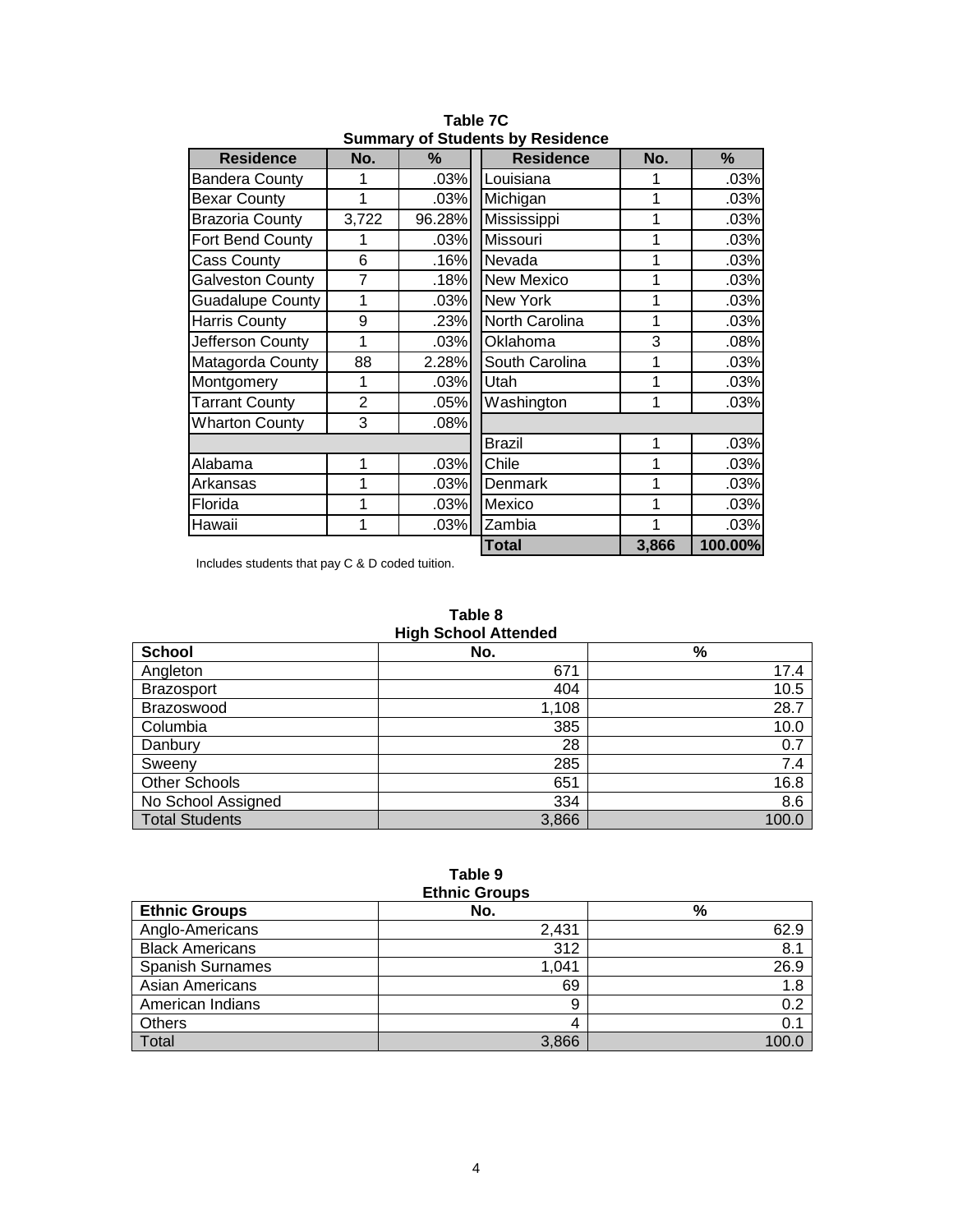**Table 7C**
**Summary of Students by Residence**

| Residence | No. | % | Residence | No. | % |
|---|---|---|---|---|---|
| Bandera County | 1 | .03% | Louisiana | 1 | .03% |
| Bexar County | 1 | .03% | Michigan | 1 | .03% |
| Brazoria County | 3,722 | 96.28% | Mississippi | 1 | .03% |
| Fort Bend County | 1 | .03% | Missouri | 1 | .03% |
| Cass County | 6 | .16% | Nevada | 1 | .03% |
| Galveston County | 7 | .18% | New Mexico | 1 | .03% |
| Guadalupe County | 1 | .03% | New York | 1 | .03% |
| Harris County | 9 | .23% | North Carolina | 1 | .03% |
| Jefferson County | 1 | .03% | Oklahoma | 3 | .08% |
| Matagorda County | 88 | 2.28% | South Carolina | 1 | .03% |
| Montgomery | 1 | .03% | Utah | 1 | .03% |
| Tarrant County | 2 | .05% | Washington | 1 | .03% |
| Wharton County | 3 | .08% | | | |
| | | | Brazil | 1 | .03% |
| Alabama | 1 | .03% | Chile | 1 | .03% |
| Arkansas | 1 | .03% | Denmark | 1 | .03% |
| Florida | 1 | .03% | Mexico | 1 | .03% |
| Hawaii | 1 | .03% | Zambia | 1 | .03% |
| | | | **Total** | **3,866** | **100.00%** |

Includes students that pay C & D coded tuition.

**Table 8**
**High School Attended**

| School | No. | % |
|---|---|---|
| Angleton | 671 | 17.4 |
| Brazosport | 404 | 10.5 |
| Brazoswood | 1,108 | 28.7 |
| Columbia | 385 | 10.0 |
| Danbury | 28 | 0.7 |
| Sweeny | 285 | 7.4 |
| Other Schools | 651 | 16.8 |
| No School Assigned | 334 | 8.6 |
| Total Students | 3,866 | 100.0 |

**Table 9**
**Ethnic Groups**

| Ethnic Groups | No. | % |
|---|---|---|
| Anglo-Americans | 2,431 | 62.9 |
| Black Americans | 312 | 8.1 |
| Spanish Surnames | 1,041 | 26.9 |
| Asian Americans | 69 | 1.8 |
| American Indians | 9 | 0.2 |
| Others | 4 | 0.1 |
| Total | 3,866 | 100.0 |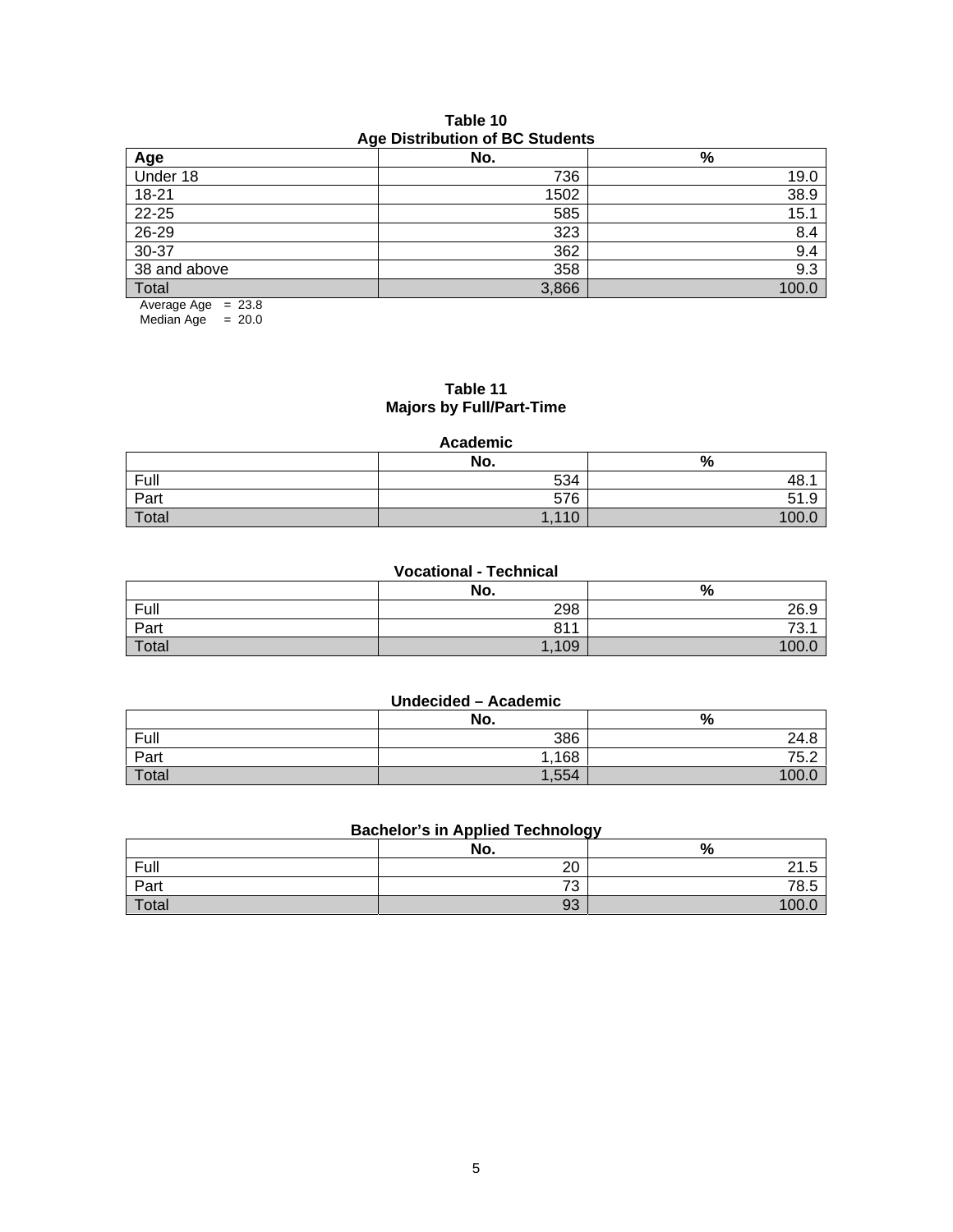**Table 10**
**Age Distribution of BC Students**

| Age | No. | % |
|---|---|---|
| Under 18 | 736 | 19.0 |
| 18-21 | 1502 | 38.9 |
| 22-25 | 585 | 15.1 |
| 26-29 | 323 | 8.4 |
| 30-37 | 362 | 9.4 |
| 38 and above | 358 | 9.3 |
| Total | 3,866 | 100.0 |

Average Age = 23.8
Median Age = 20.0

**Table 11**
**Majors by Full/Part-Time**

**Academic**

| | No. | % |
|---|---|---|
| Full | 534 | 48.1 |
| Part | 576 | 51.9 |
| Total | 1,110 | 100.0 |

**Vocational - Technical**

| | No. | % |
|---|---|---|
| Full | 298 | 26.9 |
| Part | 811 | 73.1 |
| Total | 1,109 | 100.0 |

**Undecided – Academic**

| | No. | % |
|---|---|---|
| Full | 386 | 24.8 |
| Part | 1,168 | 75.2 |
| Total | 1,554 | 100.0 |

**Bachelor's in Applied Technology**

| | No. | % |
|---|---|---|
| Full | 20 | 21.5 |
| Part | 73 | 78.5 |
| Total | 93 | 100.0 |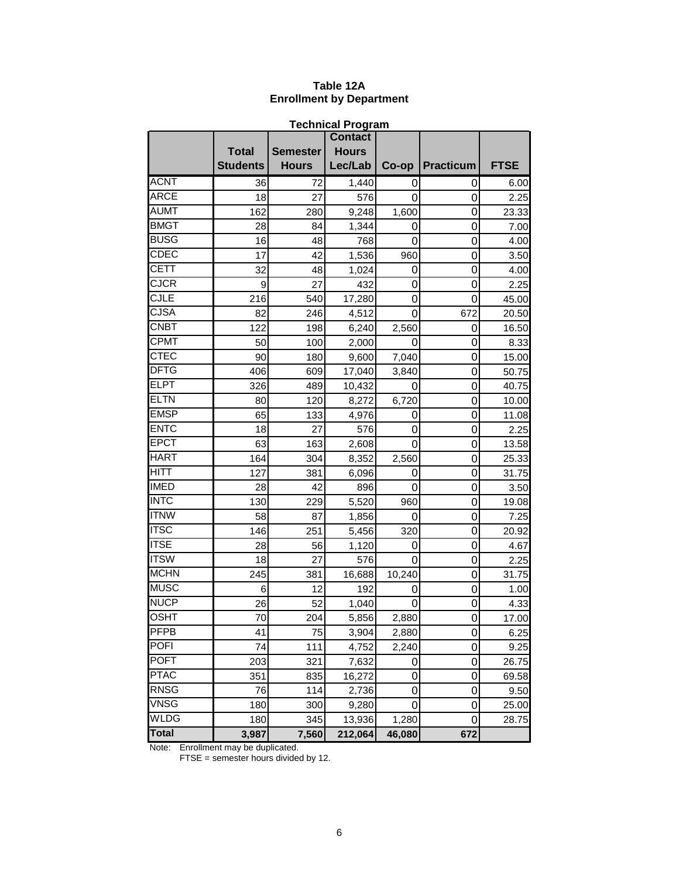# Table 12A
## Enrollment by Department

### Technical Program

| | Total Students | Semester Hours | Contact Hours Lec/Lab | Co-op | Practicum | FTSE |
|---|---|---|---|---|---|---|
| ACNT | 36 | 72 | 1,440 | 0 | 0 | 6.00 |
| ARCE | 18 | 27 | 576 | 0 | 0 | 2.25 |
| AUMT | 162 | 280 | 9,248 | 1,600 | 0 | 23.33 |
| BMGT | 28 | 84 | 1,344 | 0 | 0 | 7.00 |
| BUSG | 16 | 48 | 768 | 0 | 0 | 4.00 |
| CDEC | 17 | 42 | 1,536 | 960 | 0 | 3.50 |
| CETT | 32 | 48 | 1,024 | 0 | 0 | 4.00 |
| CJCR | 9 | 27 | 432 | 0 | 0 | 2.25 |
| CJLE | 216 | 540 | 17,280 | 0 | 0 | 45.00 |
| CJSA | 82 | 246 | 4,512 | 0 | 672 | 20.50 |
| CNBT | 122 | 198 | 6,240 | 2,560 | 0 | 16.50 |
| CPMT | 50 | 100 | 2,000 | 0 | 0 | 8.33 |
| CTEC | 90 | 180 | 9,600 | 7,040 | 0 | 15.00 |
| DFTG | 406 | 609 | 17,040 | 3,840 | 0 | 50.75 |
| ELPT | 326 | 489 | 10,432 | 0 | 0 | 40.75 |
| ELTN | 80 | 120 | 8,272 | 6,720 | 0 | 10.00 |
| EMSP | 65 | 133 | 4,976 | 0 | 0 | 11.08 |
| ENTC | 18 | 27 | 576 | 0 | 0 | 2.25 |
| EPCT | 63 | 163 | 2,608 | 0 | 0 | 13.58 |
| HART | 164 | 304 | 8,352 | 2,560 | 0 | 25.33 |
| HITT | 127 | 381 | 6,096 | 0 | 0 | 31.75 |
| IMED | 28 | 42 | 896 | 0 | 0 | 3.50 |
| INTC | 130 | 229 | 5,520 | 960 | 0 | 19.08 |
| ITNW | 58 | 87 | 1,856 | 0 | 0 | 7.25 |
| ITSC | 146 | 251 | 5,456 | 320 | 0 | 20.92 |
| ITSE | 28 | 56 | 1,120 | 0 | 0 | 4.67 |
| ITSW | 18 | 27 | 576 | 0 | 0 | 2.25 |
| MCHN | 245 | 381 | 16,688 | 10,240 | 0 | 31.75 |
| MUSC | 6 | 12 | 192 | 0 | 0 | 1.00 |
| NUCP | 26 | 52 | 1,040 | 0 | 0 | 4.33 |
| OSHT | 70 | 204 | 5,856 | 2,880 | 0 | 17.00 |
| PFPB | 41 | 75 | 3,904 | 2,880 | 0 | 6.25 |
| POFI | 74 | 111 | 4,752 | 2,240 | 0 | 9.25 |
| POFT | 203 | 321 | 7,632 | 0 | 0 | 26.75 |
| PTAC | 351 | 835 | 16,272 | 0 | 0 | 69.58 |
| RNSG | 76 | 114 | 2,736 | 0 | 0 | 9.50 |
| VNSG | 180 | 300 | 9,280 | 0 | 0 | 25.00 |
| WLDG | 180 | 345 | 13,936 | 1,280 | 0 | 28.75 |
| **Total** | **3,987** | **7,560** | **212,064** | **46,080** | **672** | |

Note: Enrollment may be duplicated.
FTSE = semester hours divided by 12.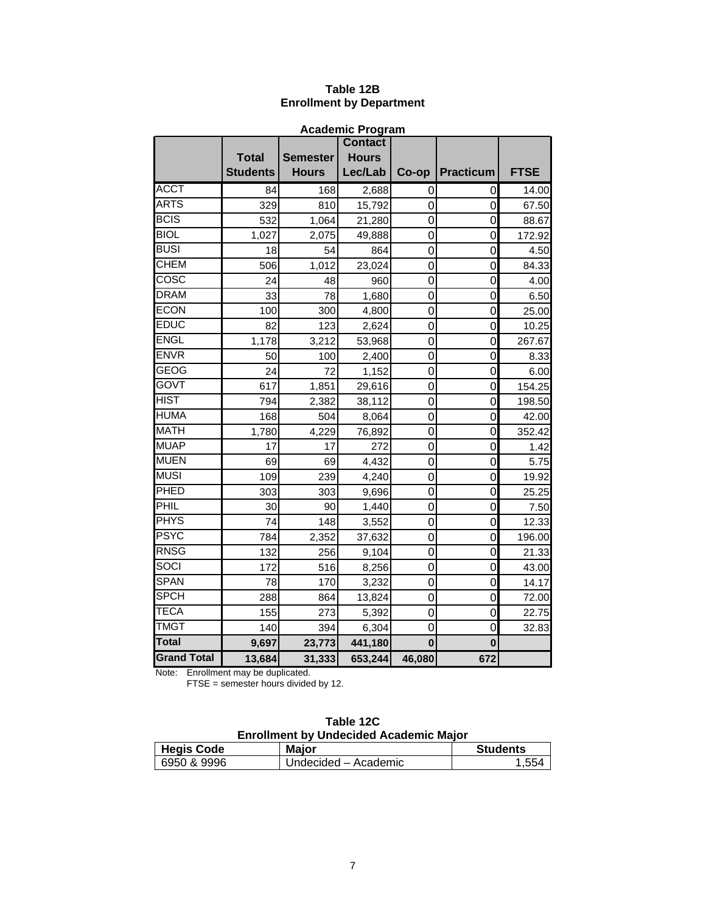## Table 12B
## Enrollment by Department

**Academic Program**

| | Total Students | Semester Hours | Contact Hours Lec/Lab | Co-op | Practicum | FTSE |
|---|---|---|---|---|---|---|
| ACCT | 84 | 168 | 2,688 | 0 | 0 | 14.00 |
| ARTS | 329 | 810 | 15,792 | 0 | 0 | 67.50 |
| BCIS | 532 | 1,064 | 21,280 | 0 | 0 | 88.67 |
| BIOL | 1,027 | 2,075 | 49,888 | 0 | 0 | 172.92 |
| BUSI | 18 | 54 | 864 | 0 | 0 | 4.50 |
| CHEM | 506 | 1,012 | 23,024 | 0 | 0 | 84.33 |
| COSC | 24 | 48 | 960 | 0 | 0 | 4.00 |
| DRAM | 33 | 78 | 1,680 | 0 | 0 | 6.50 |
| ECON | 100 | 300 | 4,800 | 0 | 0 | 25.00 |
| EDUC | 82 | 123 | 2,624 | 0 | 0 | 10.25 |
| ENGL | 1,178 | 3,212 | 53,968 | 0 | 0 | 267.67 |
| ENVR | 50 | 100 | 2,400 | 0 | 0 | 8.33 |
| GEOG | 24 | 72 | 1,152 | 0 | 0 | 6.00 |
| GOVT | 617 | 1,851 | 29,616 | 0 | 0 | 154.25 |
| HIST | 794 | 2,382 | 38,112 | 0 | 0 | 198.50 |
| HUMA | 168 | 504 | 8,064 | 0 | 0 | 42.00 |
| MATH | 1,780 | 4,229 | 76,892 | 0 | 0 | 352.42 |
| MUAP | 17 | 17 | 272 | 0 | 0 | 1.42 |
| MUEN | 69 | 69 | 4,432 | 0 | 0 | 5.75 |
| MUSI | 109 | 239 | 4,240 | 0 | 0 | 19.92 |
| PHED | 303 | 303 | 9,696 | 0 | 0 | 25.25 |
| PHIL | 30 | 90 | 1,440 | 0 | 0 | 7.50 |
| PHYS | 74 | 148 | 3,552 | 0 | 0 | 12.33 |
| PSYC | 784 | 2,352 | 37,632 | 0 | 0 | 196.00 |
| RNSG | 132 | 256 | 9,104 | 0 | 0 | 21.33 |
| SOCI | 172 | 516 | 8,256 | 0 | 0 | 43.00 |
| SPAN | 78 | 170 | 3,232 | 0 | 0 | 14.17 |
| SPCH | 288 | 864 | 13,824 | 0 | 0 | 72.00 |
| TECA | 155 | 273 | 5,392 | 0 | 0 | 22.75 |
| TMGT | 140 | 394 | 6,304 | 0 | 0 | 32.83 |
| **Total** | **9,697** | **23,773** | **441,180** | **0** | **0** | |
| **Grand Total** | **13,684** | **31,333** | **653,244** | **46,080** | **672** | |

Note: Enrollment may be duplicated.
FTSE = semester hours divided by 12.

## Table 12C
## Enrollment by Undecided Academic Major

| Hegis Code | Major | Students |
|---|---|---|
| 6950 & 9996 | Undecided – Academic | 1,554 |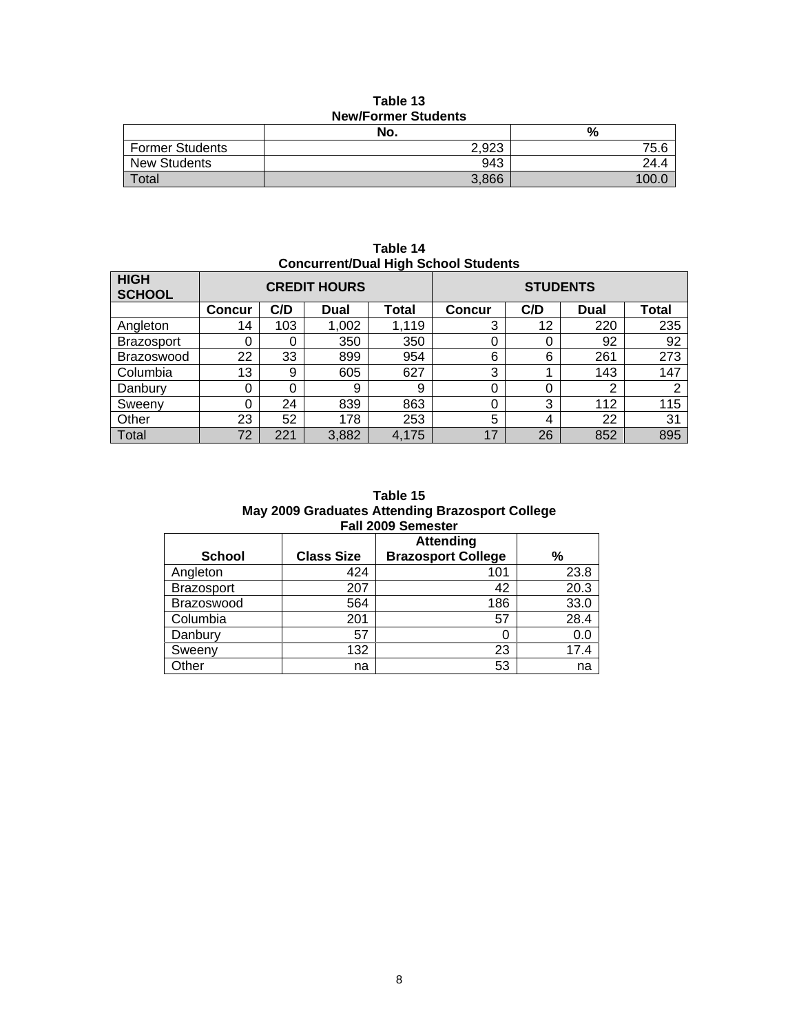**Table 13**
**New/Former Students**

| | No. | % |
|---|---|---|
| Former Students | 2,923 | 75.6 |
| New Students | 943 | 24.4 |
| Total | 3,866 | 100.0 |

**Table 14**
**Concurrent/Dual High School Students**

| HIGH SCHOOL | CREDIT HOURS | | | | STUDENTS | | | |
|---|---|---|---|---|---|---|---|---|
| | Concur | C/D | Dual | Total | Concur | C/D | Dual | Total |
| Angleton | 14 | 103 | 1,002 | 1,119 | 3 | 12 | 220 | 235 |
| Brazosport | 0 | 0 | 350 | 350 | 0 | 0 | 92 | 92 |
| Brazoswood | 22 | 33 | 899 | 954 | 6 | 6 | 261 | 273 |
| Columbia | 13 | 9 | 605 | 627 | 3 | 1 | 143 | 147 |
| Danbury | 0 | 0 | 9 | 9 | 0 | 0 | 2 | 2 |
| Sweeny | 0 | 24 | 839 | 863 | 0 | 3 | 112 | 115 |
| Other | 23 | 52 | 178 | 253 | 5 | 4 | 22 | 31 |
| Total | 72 | 221 | 3,882 | 4,175 | 17 | 26 | 852 | 895 |

**Table 15**
**May 2009 Graduates Attending Brazosport College**
**Fall 2009 Semester**

| School | Class Size | Attending Brazosport College | % |
|---|---|---|---|
| Angleton | 424 | 101 | 23.8 |
| Brazosport | 207 | 42 | 20.3 |
| Brazoswood | 564 | 186 | 33.0 |
| Columbia | 201 | 57 | 28.4 |
| Danbury | 57 | 0 | 0.0 |
| Sweeny | 132 | 23 | 17.4 |
| Other | na | 53 | na |